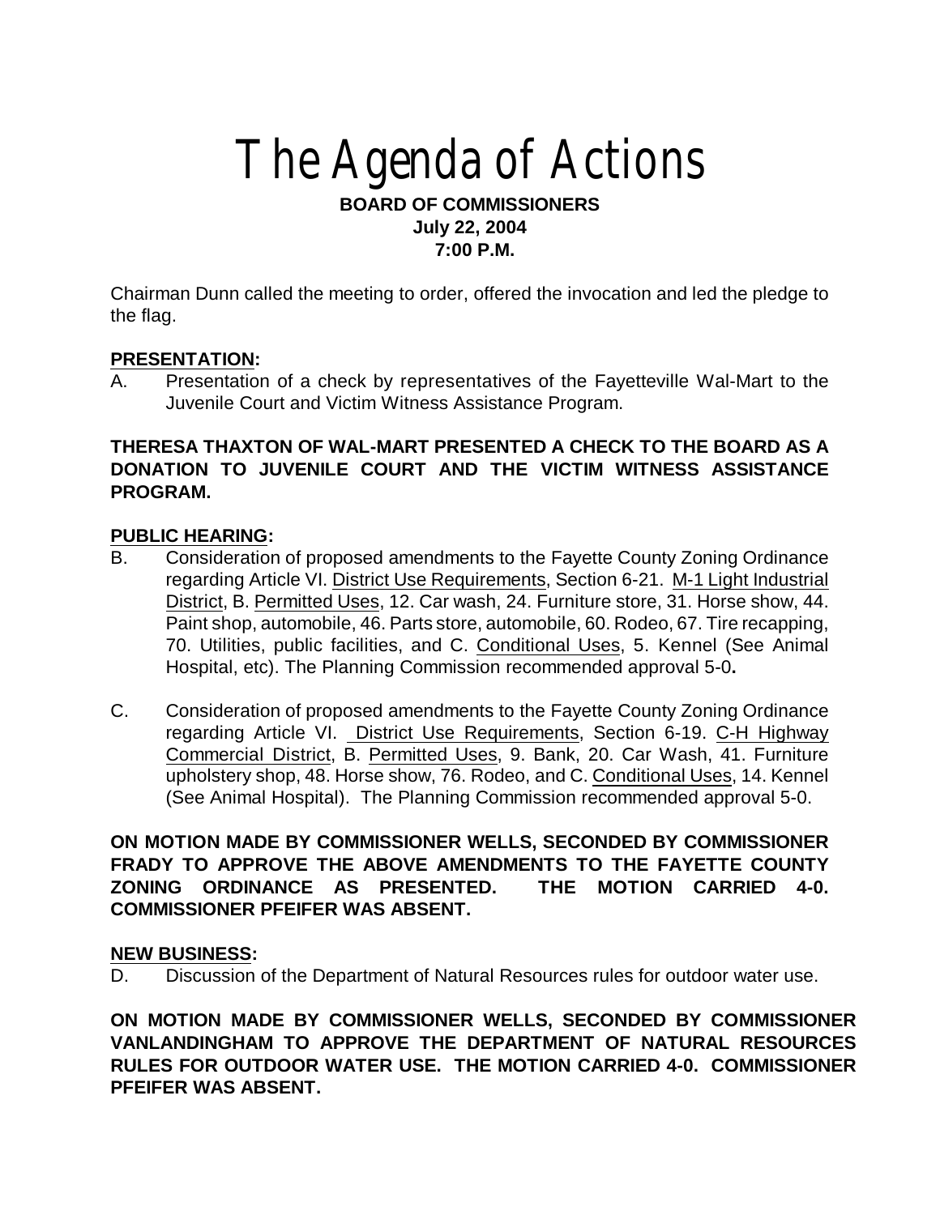# The Agenda of Actions

**BOARD OF COMMISSIONERS**
**July 22, 2004**
**7:00 P.M.**

Chairman Dunn called the meeting to order, offered the invocation and led the pledge to the flag.

**PRESENTATION:**

A. Presentation of a check by representatives of the Fayetteville Wal-Mart to the Juvenile Court and Victim Witness Assistance Program.

**THERESA THAXTON OF WAL-MART PRESENTED A CHECK TO THE BOARD AS A DONATION TO JUVENILE COURT AND THE VICTIM WITNESS ASSISTANCE PROGRAM.**

**PUBLIC HEARING:**

B. Consideration of proposed amendments to the Fayette County Zoning Ordinance regarding Article VI. District Use Requirements, Section 6-21. M-1 Light Industrial District, B. Permitted Uses, 12. Car wash, 24. Furniture store, 31. Horse show, 44. Paint shop, automobile, 46. Parts store, automobile, 60. Rodeo, 67. Tire recapping, 70. Utilities, public facilities, and C. Conditional Uses, 5. Kennel (See Animal Hospital, etc). The Planning Commission recommended approval 5-0**.**

C. Consideration of proposed amendments to the Fayette County Zoning Ordinance regarding Article VI. District Use Requirements, Section 6-19. C-H Highway Commercial District, B. Permitted Uses, 9. Bank, 20. Car Wash, 41. Furniture upholstery shop, 48. Horse show, 76. Rodeo, and C. Conditional Uses, 14. Kennel (See Animal Hospital). The Planning Commission recommended approval 5-0.

**ON MOTION MADE BY COMMISSIONER WELLS, SECONDED BY COMMISSIONER FRADY TO APPROVE THE ABOVE AMENDMENTS TO THE FAYETTE COUNTY ZONING ORDINANCE AS PRESENTED. THE MOTION CARRIED 4-0. COMMISSIONER PFEIFER WAS ABSENT.**

**NEW BUSINESS:**

D. Discussion of the Department of Natural Resources rules for outdoor water use.

**ON MOTION MADE BY COMMISSIONER WELLS, SECONDED BY COMMISSIONER VANLANDINGHAM TO APPROVE THE DEPARTMENT OF NATURAL RESOURCES RULES FOR OUTDOOR WATER USE. THE MOTION CARRIED 4-0. COMMISSIONER PFEIFER WAS ABSENT.**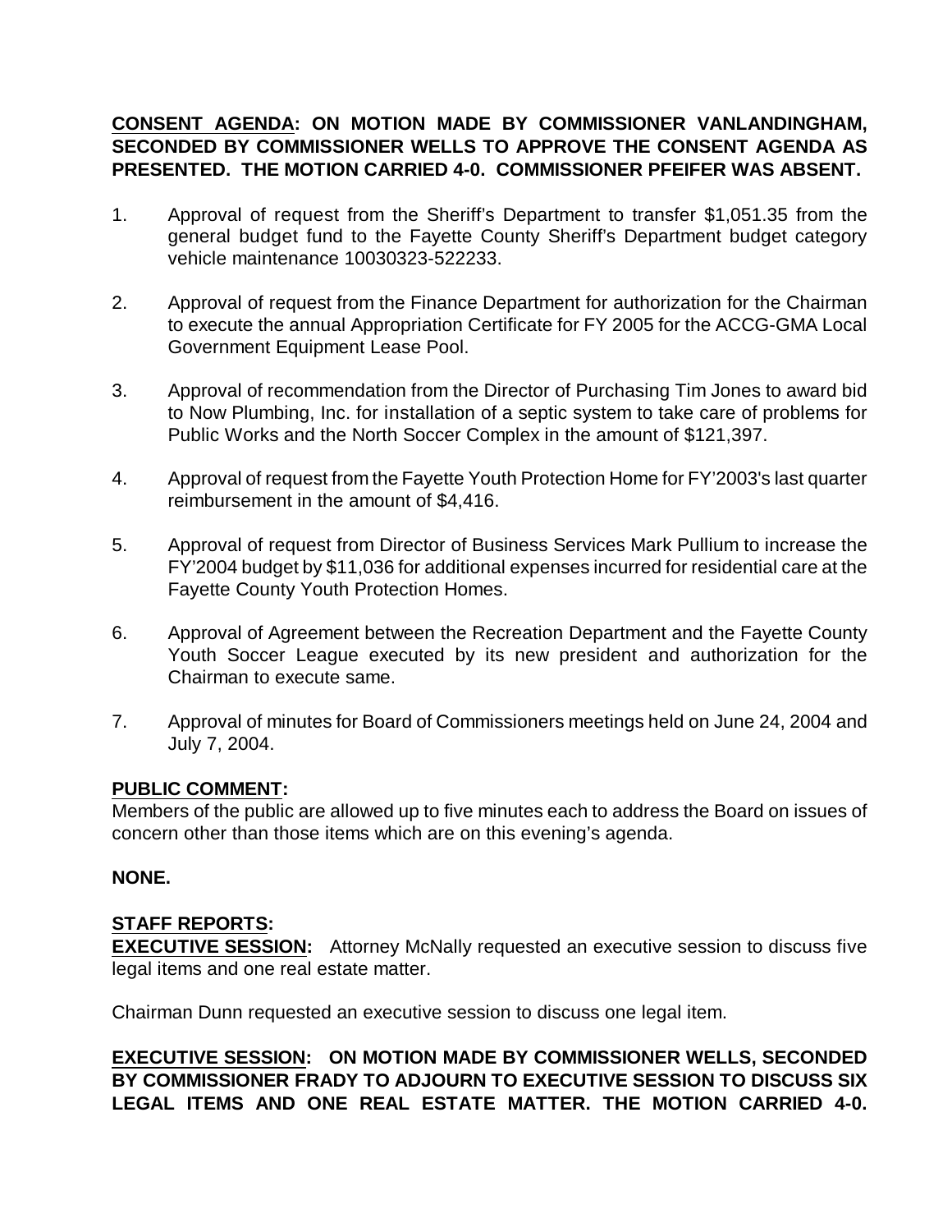**CONSENT AGENDA: ON MOTION MADE BY COMMISSIONER VANLANDINGHAM, SECONDED BY COMMISSIONER WELLS TO APPROVE THE CONSENT AGENDA AS PRESENTED. THE MOTION CARRIED 4-0. COMMISSIONER PFEIFER WAS ABSENT.**

1. Approval of request from the Sheriff's Department to transfer $1,051.35 from the general budget fund to the Fayette County Sheriff's Department budget category vehicle maintenance 10030323-522233.

2. Approval of request from the Finance Department for authorization for the Chairman to execute the annual Appropriation Certificate for FY 2005 for the ACCG-GMA Local Government Equipment Lease Pool.

3. Approval of recommendation from the Director of Purchasing Tim Jones to award bid to Now Plumbing, Inc. for installation of a septic system to take care of problems for Public Works and the North Soccer Complex in the amount of $121,397.

4. Approval of request from the Fayette Youth Protection Home for FY'2003's last quarter reimbursement in the amount of $4,416.

5. Approval of request from Director of Business Services Mark Pullium to increase the FY'2004 budget by $11,036 for additional expenses incurred for residential care at the Fayette County Youth Protection Homes.

6. Approval of Agreement between the Recreation Department and the Fayette County Youth Soccer League executed by its new president and authorization for the Chairman to execute same.

7. Approval of minutes for Board of Commissioners meetings held on June 24, 2004 and July 7, 2004.

**PUBLIC COMMENT:**

Members of the public are allowed up to five minutes each to address the Board on issues of concern other than those items which are on this evening's agenda.

**NONE.**

**STAFF REPORTS:**

**EXECUTIVE SESSION:** Attorney McNally requested an executive session to discuss five legal items and one real estate matter.

Chairman Dunn requested an executive session to discuss one legal item.

**EXECUTIVE SESSION: ON MOTION MADE BY COMMISSIONER WELLS, SECONDED BY COMMISSIONER FRADY TO ADJOURN TO EXECUTIVE SESSION TO DISCUSS SIX LEGAL ITEMS AND ONE REAL ESTATE MATTER. THE MOTION CARRIED 4-0.**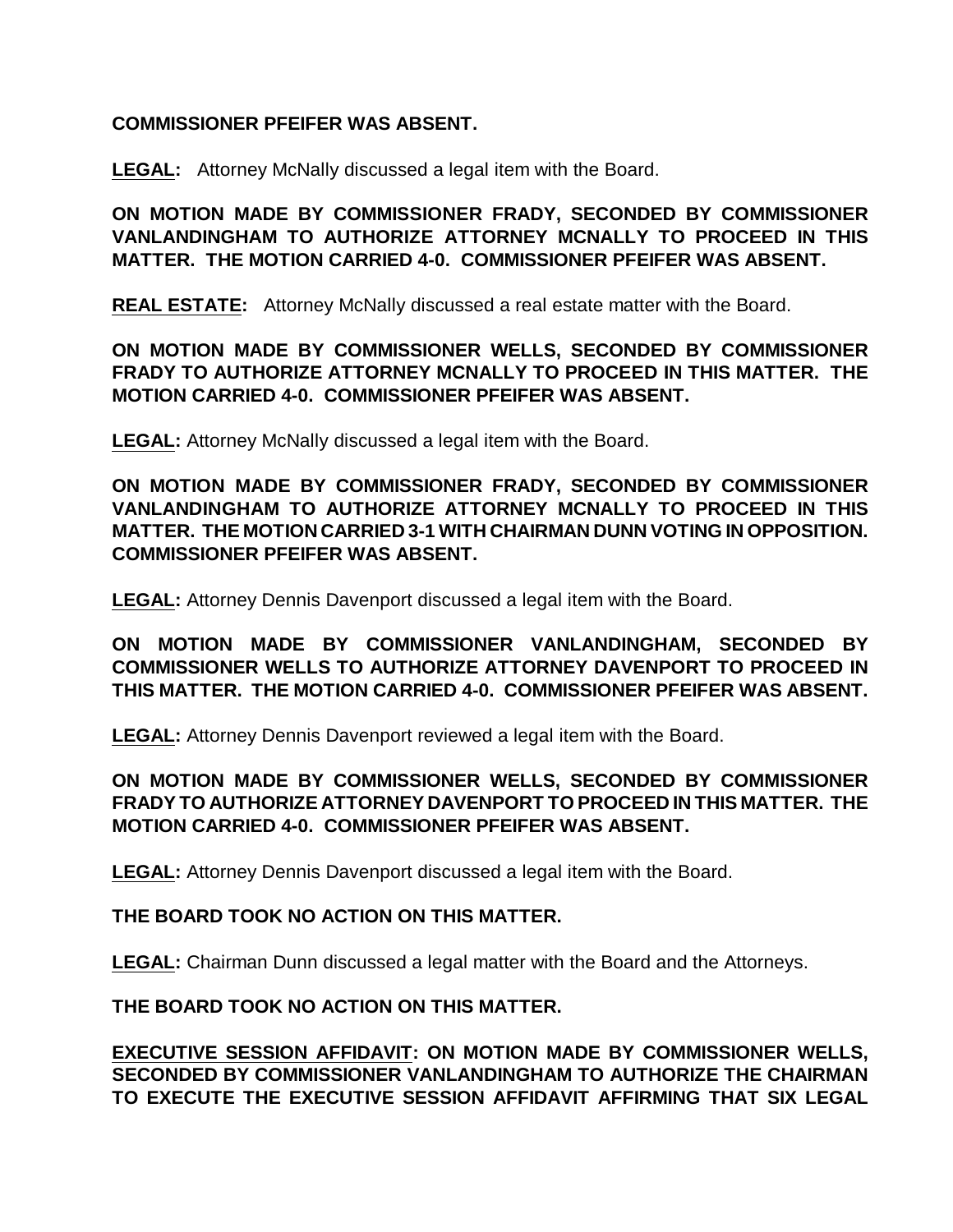**COMMISSIONER PFEIFER WAS ABSENT.**

**LEGAL:** Attorney McNally discussed a legal item with the Board.

**ON MOTION MADE BY COMMISSIONER FRADY, SECONDED BY COMMISSIONER VANLANDINGHAM TO AUTHORIZE ATTORNEY MCNALLY TO PROCEED IN THIS MATTER. THE MOTION CARRIED 4-0. COMMISSIONER PFEIFER WAS ABSENT.**

**REAL ESTATE:** Attorney McNally discussed a real estate matter with the Board.

**ON MOTION MADE BY COMMISSIONER WELLS, SECONDED BY COMMISSIONER FRADY TO AUTHORIZE ATTORNEY MCNALLY TO PROCEED IN THIS MATTER. THE MOTION CARRIED 4-0. COMMISSIONER PFEIFER WAS ABSENT.**

**LEGAL:** Attorney McNally discussed a legal item with the Board.

**ON MOTION MADE BY COMMISSIONER FRADY, SECONDED BY COMMISSIONER VANLANDINGHAM TO AUTHORIZE ATTORNEY MCNALLY TO PROCEED IN THIS MATTER. THE MOTION CARRIED 3-1 WITH CHAIRMAN DUNN VOTING IN OPPOSITION. COMMISSIONER PFEIFER WAS ABSENT.**

**LEGAL:** Attorney Dennis Davenport discussed a legal item with the Board.

**ON MOTION MADE BY COMMISSIONER VANLANDINGHAM, SECONDED BY COMMISSIONER WELLS TO AUTHORIZE ATTORNEY DAVENPORT TO PROCEED IN THIS MATTER. THE MOTION CARRIED 4-0. COMMISSIONER PFEIFER WAS ABSENT.**

**LEGAL:** Attorney Dennis Davenport reviewed a legal item with the Board.

**ON MOTION MADE BY COMMISSIONER WELLS, SECONDED BY COMMISSIONER FRADY TO AUTHORIZE ATTORNEY DAVENPORT TO PROCEED IN THIS MATTER. THE MOTION CARRIED 4-0. COMMISSIONER PFEIFER WAS ABSENT.**

**LEGAL:** Attorney Dennis Davenport discussed a legal item with the Board.

**THE BOARD TOOK NO ACTION ON THIS MATTER.**

**LEGAL:** Chairman Dunn discussed a legal matter with the Board and the Attorneys.

**THE BOARD TOOK NO ACTION ON THIS MATTER.**

**EXECUTIVE SESSION AFFIDAVIT: ON MOTION MADE BY COMMISSIONER WELLS, SECONDED BY COMMISSIONER VANLANDINGHAM TO AUTHORIZE THE CHAIRMAN TO EXECUTE THE EXECUTIVE SESSION AFFIDAVIT AFFIRMING THAT SIX LEGAL**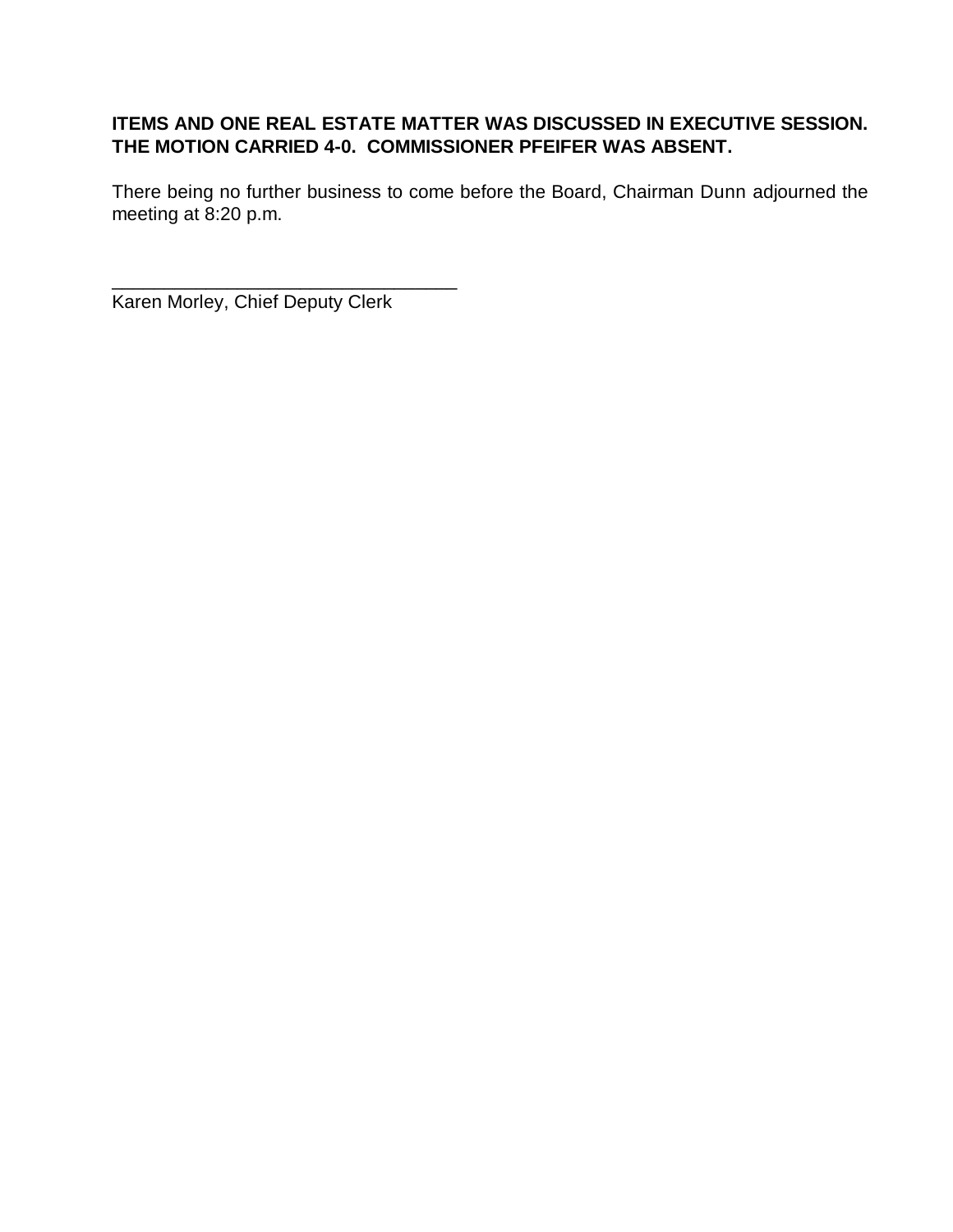**ITEMS AND ONE REAL ESTATE MATTER WAS DISCUSSED IN EXECUTIVE SESSION. THE MOTION CARRIED 4-0. COMMISSIONER PFEIFER WAS ABSENT.**

There being no further business to come before the Board, Chairman Dunn adjourned the meeting at 8:20 p.m.

___________________________________
Karen Morley, Chief Deputy Clerk